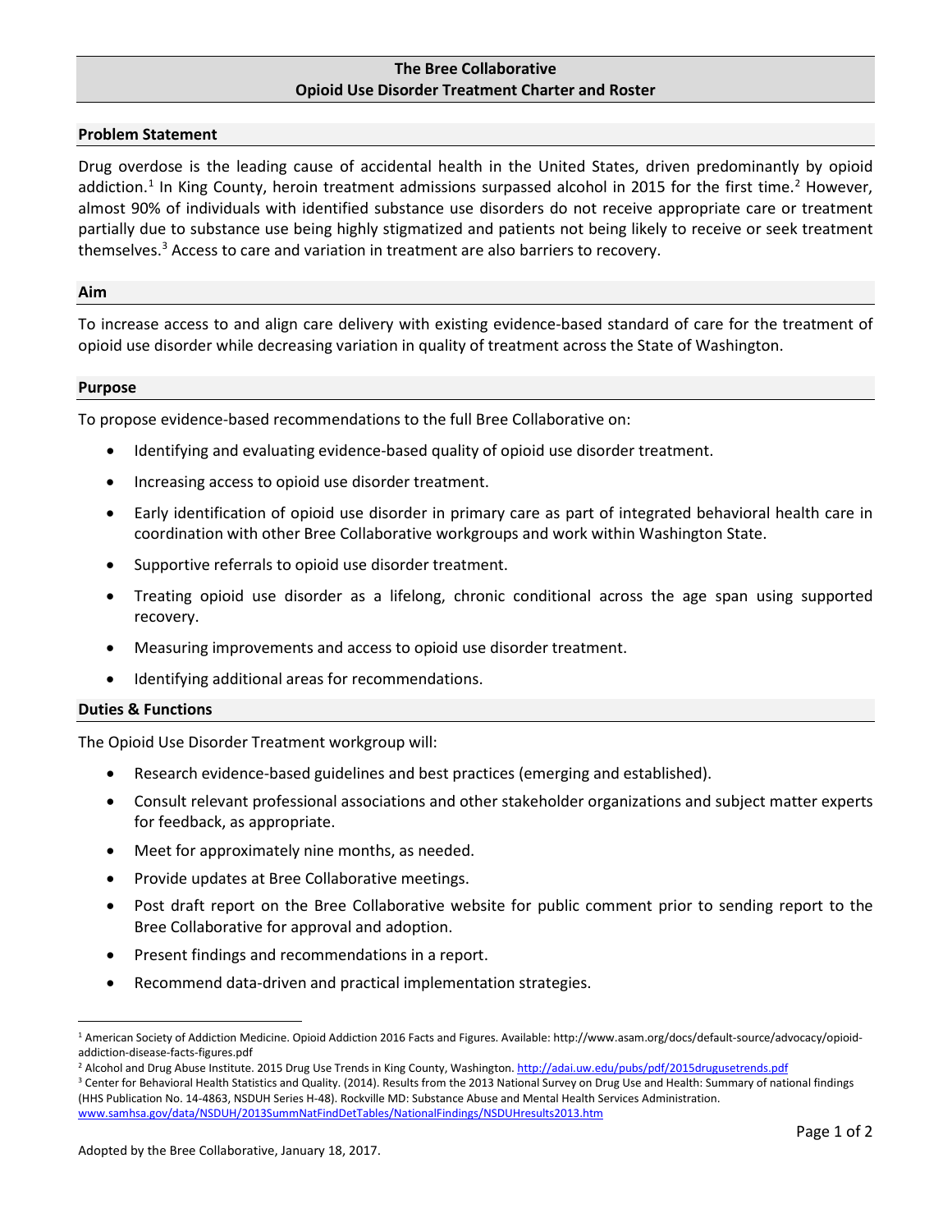# The Bree Collaborative
## Opioid Use Disorder Treatment Charter and Roster

### Problem Statement

Drug overdose is the leading cause of accidental health in the United States, driven predominantly by opioid addiction.[1] In King County, heroin treatment admissions surpassed alcohol in 2015 for the first time.[2] However, almost 90% of individuals with identified substance use disorders do not receive appropriate care or treatment partially due to substance use being highly stigmatized and patients not being likely to receive or seek treatment themselves.[3] Access to care and variation in treatment are also barriers to recovery.

### Aim

To increase access to and align care delivery with existing evidence-based standard of care for the treatment of opioid use disorder while decreasing variation in quality of treatment across the State of Washington.

### Purpose

To propose evidence-based recommendations to the full Bree Collaborative on:

- Identifying and evaluating evidence-based quality of opioid use disorder treatment.
- Increasing access to opioid use disorder treatment.
- Early identification of opioid use disorder in primary care as part of integrated behavioral health care in coordination with other Bree Collaborative workgroups and work within Washington State.
- Supportive referrals to opioid use disorder treatment.
- Treating opioid use disorder as a lifelong, chronic conditional across the age span using supported recovery.
- Measuring improvements and access to opioid use disorder treatment.
- Identifying additional areas for recommendations.

### Duties & Functions

The Opioid Use Disorder Treatment workgroup will:

- Research evidence-based guidelines and best practices (emerging and established).
- Consult relevant professional associations and other stakeholder organizations and subject matter experts for feedback, as appropriate.
- Meet for approximately nine months, as needed.
- Provide updates at Bree Collaborative meetings.
- Post draft report on the Bree Collaborative website for public comment prior to sending report to the Bree Collaborative for approval and adoption.
- Present findings and recommendations in a report.
- Recommend data-driven and practical implementation strategies.

---

[1] American Society of Addiction Medicine. Opioid Addiction 2016 Facts and Figures. Available: http://www.asam.org/docs/default-source/advocacy/opioid-addiction-disease-facts-figures.pdf

[2] Alcohol and Drug Abuse Institute. 2015 Drug Use Trends in King County, Washington. http://adai.uw.edu/pubs/pdf/2015drugusetrends.pdf

[3] Center for Behavioral Health Statistics and Quality. (2014). Results from the 2013 National Survey on Drug Use and Health: Summary of national findings (HHS Publication No. 14-4863, NSDUH Series H-48). Rockville MD: Substance Abuse and Mental Health Services Administration. www.samhsa.gov/data/NSDUH/2013SummNatFindDetTables/NationalFindings/NSDUHresults2013.htm

Adopted by the Bree Collaborative, January 18, 2017.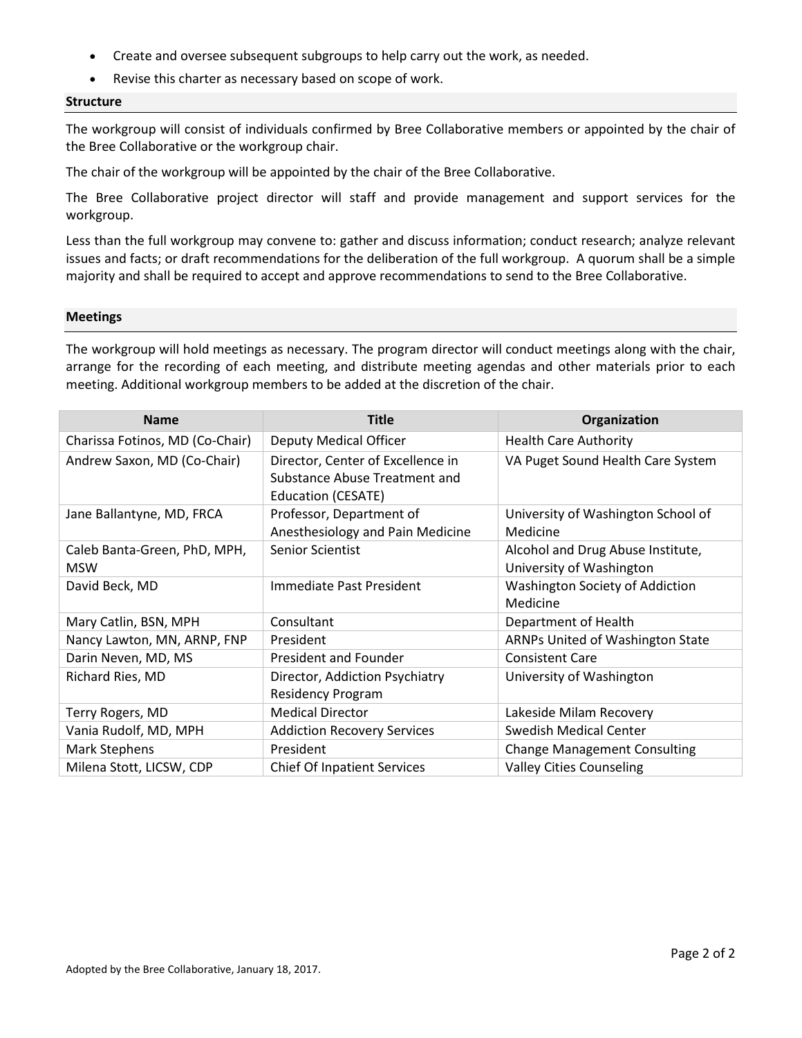- Create and oversee subsequent subgroups to help carry out the work, as needed.
- Revise this charter as necessary based on scope of work.

**Structure**

The workgroup will consist of individuals confirmed by Bree Collaborative members or appointed by the chair of the Bree Collaborative or the workgroup chair.

The chair of the workgroup will be appointed by the chair of the Bree Collaborative.

The Bree Collaborative project director will staff and provide management and support services for the workgroup.

Less than the full workgroup may convene to: gather and discuss information; conduct research; analyze relevant issues and facts; or draft recommendations for the deliberation of the full workgroup. A quorum shall be a simple majority and shall be required to accept and approve recommendations to send to the Bree Collaborative.

**Meetings**

The workgroup will hold meetings as necessary. The program director will conduct meetings along with the chair, arrange for the recording of each meeting, and distribute meeting agendas and other materials prior to each meeting. Additional workgroup members to be added at the discretion of the chair.

| Name | Title | Organization |
|---|---|---|
| Charissa Fotinos, MD (Co-Chair) | Deputy Medical Officer | Health Care Authority |
| Andrew Saxon, MD (Co-Chair) | Director, Center of Excellence in Substance Abuse Treatment and Education (CESATE) | VA Puget Sound Health Care System |
| Jane Ballantyne, MD, FRCA | Professor, Department of Anesthesiology and Pain Medicine | University of Washington School of Medicine |
| Caleb Banta-Green, PhD, MPH, MSW | Senior Scientist | Alcohol and Drug Abuse Institute, University of Washington |
| David Beck, MD | Immediate Past President | Washington Society of Addiction Medicine |
| Mary Catlin, BSN, MPH | Consultant | Department of Health |
| Nancy Lawton, MN, ARNP, FNP | President | ARNPs United of Washington State |
| Darin Neven, MD, MS | President and Founder | Consistent Care |
| Richard Ries, MD | Director, Addiction Psychiatry Residency Program | University of Washington |
| Terry Rogers, MD | Medical Director | Lakeside Milam Recovery |
| Vania Rudolf, MD, MPH | Addiction Recovery Services | Swedish Medical Center |
| Mark Stephens | President | Change Management Consulting |
| Milena Stott, LICSW, CDP | Chief Of Inpatient Services | Valley Cities Counseling |

Adopted by the Bree Collaborative, January 18, 2017.